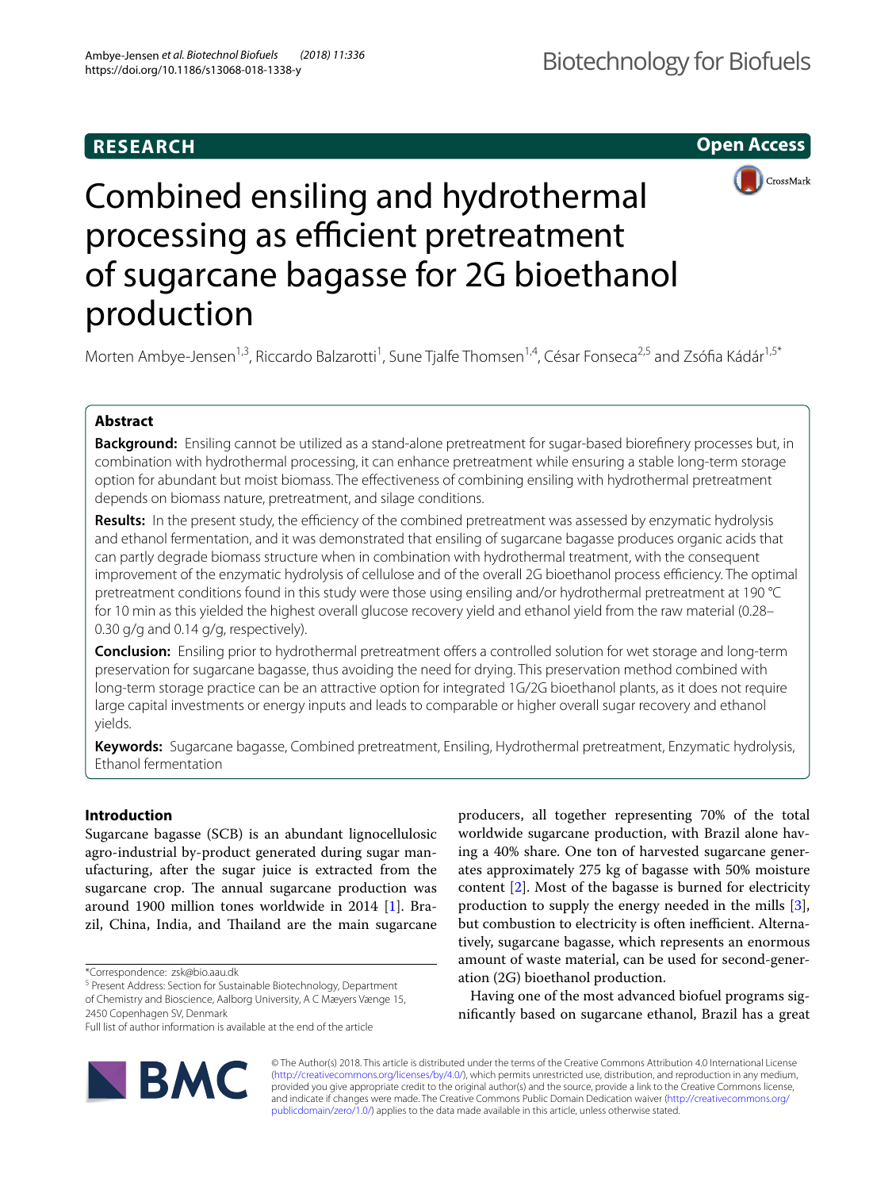RESEARCH

Open Access

# Combined ensiling and hydrothermal processing as efficient pretreatment of sugarcane bagasse for 2G bioethanol production

Morten Ambye-Jensen[1,3], Riccardo Balzarotti[1], Sune Tjalfe Thomsen[1,4], César Fonseca[2,5] and Zsófia Kádár[1,5*]

## Abstract

**Background:** Ensiling cannot be utilized as a stand-alone pretreatment for sugar-based biorefinery processes but, in combination with hydrothermal processing, it can enhance pretreatment while ensuring a stable long-term storage option for abundant but moist biomass. The effectiveness of combining ensiling with hydrothermal pretreatment depends on biomass nature, pretreatment, and silage conditions.

**Results:** In the present study, the efficiency of the combined pretreatment was assessed by enzymatic hydrolysis and ethanol fermentation, and it was demonstrated that ensiling of sugarcane bagasse produces organic acids that can partly degrade biomass structure when in combination with hydrothermal treatment, with the consequent improvement of the enzymatic hydrolysis of cellulose and of the overall 2G bioethanol process efficiency. The optimal pretreatment conditions found in this study were those using ensiling and/or hydrothermal pretreatment at 190 °C for 10 min as this yielded the highest overall glucose recovery yield and ethanol yield from the raw material (0.28–0.30 g/g and 0.14 g/g, respectively).

**Conclusion:** Ensiling prior to hydrothermal pretreatment offers a controlled solution for wet storage and long-term preservation for sugarcane bagasse, thus avoiding the need for drying. This preservation method combined with long-term storage practice can be an attractive option for integrated 1G/2G bioethanol plants, as it does not require large capital investments or energy inputs and leads to comparable or higher overall sugar recovery and ethanol yields.

**Keywords:** Sugarcane bagasse, Combined pretreatment, Ensiling, Hydrothermal pretreatment, Enzymatic hydrolysis, Ethanol fermentation

## Introduction

Sugarcane bagasse (SCB) is an abundant lignocellulosic agro-industrial by-product generated during sugar manufacturing, after the sugar juice is extracted from the sugarcane crop. The annual sugarcane production was around 1900 million tones worldwide in 2014 [1]. Brazil, China, India, and Thailand are the main sugarcane producers, all together representing 70% of the total worldwide sugarcane production, with Brazil alone having a 40% share. One ton of harvested sugarcane generates approximately 275 kg of bagasse with 50% moisture content [2]. Most of the bagasse is burned for electricity production to supply the energy needed in the mills [3], but combustion to electricity is often inefficient. Alternatively, sugarcane bagasse, which represents an enormous amount of waste material, can be used for second-generation (2G) bioethanol production.

Having one of the most advanced biofuel programs significantly based on sugarcane ethanol, Brazil has a great

*Correspondence: zsk@bio.aau.dk

[5] Present Address: Section for Sustainable Biotechnology, Department of Chemistry and Bioscience, Aalborg University, A C Mæyers Vænge 15, 2450 Copenhagen SV, Denmark

Full list of author information is available at the end of the article

© The Author(s) 2018. This article is distributed under the terms of the Creative Commons Attribution 4.0 International License (http://creativecommons.org/licenses/by/4.0/), which permits unrestricted use, distribution, and reproduction in any medium, provided you give appropriate credit to the original author(s) and the source, provide a link to the Creative Commons license, and indicate if changes were made. The Creative Commons Public Domain Dedication waiver (http://creativecommons.org/publicdomain/zero/1.0/) applies to the data made available in this article, unless otherwise stated.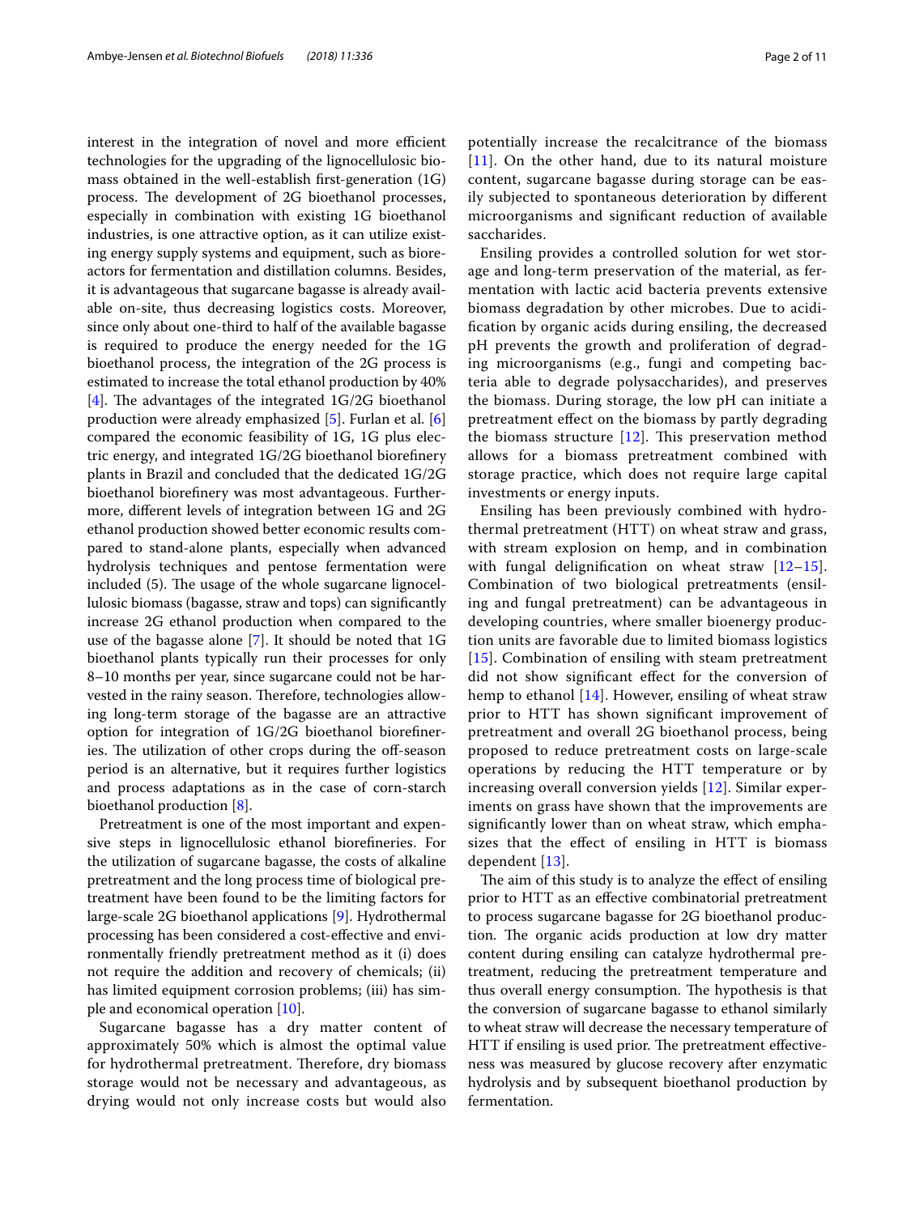interest in the integration of novel and more efficient technologies for the upgrading of the lignocellulosic biomass obtained in the well-establish first-generation (1G) process. The development of 2G bioethanol processes, especially in combination with existing 1G bioethanol industries, is one attractive option, as it can utilize existing energy supply systems and equipment, such as bioreactors for fermentation and distillation columns. Besides, it is advantageous that sugarcane bagasse is already available on-site, thus decreasing logistics costs. Moreover, since only about one-third to half of the available bagasse is required to produce the energy needed for the 1G bioethanol process, the integration of the 2G process is estimated to increase the total ethanol production by 40% [4]. The advantages of the integrated 1G/2G bioethanol production were already emphasized [5]. Furlan et al. [6] compared the economic feasibility of 1G, 1G plus electric energy, and integrated 1G/2G bioethanol biorefinery plants in Brazil and concluded that the dedicated 1G/2G bioethanol biorefinery was most advantageous. Furthermore, different levels of integration between 1G and 2G ethanol production showed better economic results compared to stand-alone plants, especially when advanced hydrolysis techniques and pentose fermentation were included (5). The usage of the whole sugarcane lignocellulosic biomass (bagasse, straw and tops) can significantly increase 2G ethanol production when compared to the use of the bagasse alone [7]. It should be noted that 1G bioethanol plants typically run their processes for only 8–10 months per year, since sugarcane could not be harvested in the rainy season. Therefore, technologies allowing long-term storage of the bagasse are an attractive option for integration of 1G/2G bioethanol biorefineries. The utilization of other crops during the off-season period is an alternative, but it requires further logistics and process adaptations as in the case of corn-starch bioethanol production [8].

Pretreatment is one of the most important and expensive steps in lignocellulosic ethanol biorefineries. For the utilization of sugarcane bagasse, the costs of alkaline pretreatment and the long process time of biological pretreatment have been found to be the limiting factors for large-scale 2G bioethanol applications [9]. Hydrothermal processing has been considered a cost-effective and environmentally friendly pretreatment method as it (i) does not require the addition and recovery of chemicals; (ii) has limited equipment corrosion problems; (iii) has simple and economical operation [10].

Sugarcane bagasse has a dry matter content of approximately 50% which is almost the optimal value for hydrothermal pretreatment. Therefore, dry biomass storage would not be necessary and advantageous, as drying would not only increase costs but would also potentially increase the recalcitrance of the biomass [11]. On the other hand, due to its natural moisture content, sugarcane bagasse during storage can be easily subjected to spontaneous deterioration by different microorganisms and significant reduction of available saccharides.

Ensiling provides a controlled solution for wet storage and long-term preservation of the material, as fermentation with lactic acid bacteria prevents extensive biomass degradation by other microbes. Due to acidification by organic acids during ensiling, the decreased pH prevents the growth and proliferation of degrading microorganisms (e.g., fungi and competing bacteria able to degrade polysaccharides), and preserves the biomass. During storage, the low pH can initiate a pretreatment effect on the biomass by partly degrading the biomass structure [12]. This preservation method allows for a biomass pretreatment combined with storage practice, which does not require large capital investments or energy inputs.

Ensiling has been previously combined with hydrothermal pretreatment (HTT) on wheat straw and grass, with stream explosion on hemp, and in combination with fungal delignification on wheat straw [12–15]. Combination of two biological pretreatments (ensiling and fungal pretreatment) can be advantageous in developing countries, where smaller bioenergy production units are favorable due to limited biomass logistics [15]. Combination of ensiling with steam pretreatment did not show significant effect for the conversion of hemp to ethanol [14]. However, ensiling of wheat straw prior to HTT has shown significant improvement of pretreatment and overall 2G bioethanol process, being proposed to reduce pretreatment costs on large-scale operations by reducing the HTT temperature or by increasing overall conversion yields [12]. Similar experiments on grass have shown that the improvements are significantly lower than on wheat straw, which emphasizes that the effect of ensiling in HTT is biomass dependent [13].

The aim of this study is to analyze the effect of ensiling prior to HTT as an effective combinatorial pretreatment to process sugarcane bagasse for 2G bioethanol production. The organic acids production at low dry matter content during ensiling can catalyze hydrothermal pretreatment, reducing the pretreatment temperature and thus overall energy consumption. The hypothesis is that the conversion of sugarcane bagasse to ethanol similarly to wheat straw will decrease the necessary temperature of HTT if ensiling is used prior. The pretreatment effectiveness was measured by glucose recovery after enzymatic hydrolysis and by subsequent bioethanol production by fermentation.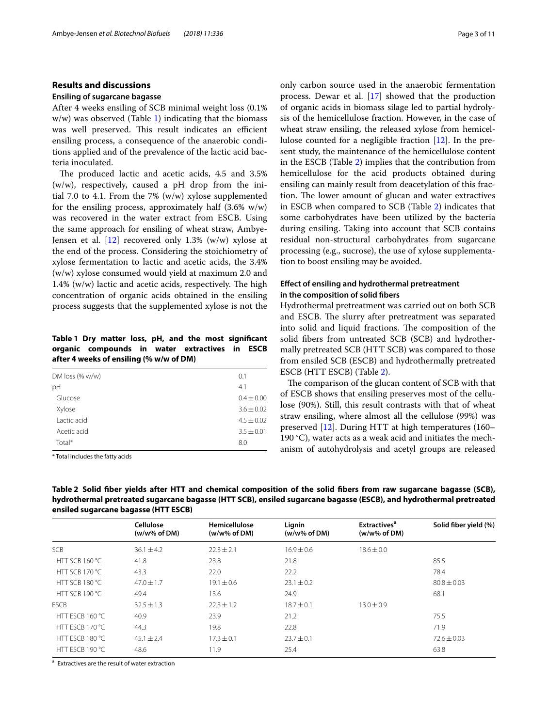## Results and discussions

### Ensiling of sugarcane bagasse

After 4 weeks ensiling of SCB minimal weight loss (0.1% w/w) was observed (Table 1) indicating that the biomass was well preserved. This result indicates an efficient ensiling process, a consequence of the anaerobic conditions applied and of the prevalence of the lactic acid bacteria inoculated.

The produced lactic and acetic acids, 4.5 and 3.5% (w/w), respectively, caused a pH drop from the initial 7.0 to 4.1. From the 7% (w/w) xylose supplemented for the ensiling process, approximately half (3.6% w/w) was recovered in the water extract from ESCB. Using the same approach for ensiling of wheat straw, Ambye-Jensen et al. [12] recovered only 1.3% (w/w) xylose at the end of the process. Considering the stoichiometry of xylose fermentation to lactic and acetic acids, the 3.4% (w/w) xylose consumed would yield at maximum 2.0 and 1.4% (w/w) lactic and acetic acids, respectively. The high concentration of organic acids obtained in the ensiling process suggests that the supplemented xylose is not the only carbon source used in the anaerobic fermentation process. Dewar et al. [17] showed that the production of organic acids in biomass silage led to partial hydrolysis of the hemicellulose fraction. However, in the case of wheat straw ensiling, the released xylose from hemicellulose counted for a negligible fraction [12]. In the present study, the maintenance of the hemicellulose content in the ESCB (Table 2) implies that the contribution from hemicellulose for the acid products obtained during ensiling can mainly result from deacetylation of this fraction. The lower amount of glucan and water extractives in ESCB when compared to SCB (Table 2) indicates that some carbohydrates have been utilized by the bacteria during ensiling. Taking into account that SCB contains residual non-structural carbohydrates from sugarcane processing (e.g., sucrose), the use of xylose supplementation to boost ensiling may be avoided.

**Table 1 Dry matter loss, pH, and the most significant organic compounds in water extractives in ESCB after 4 weeks of ensiling (% w/w of DM)**

| | |
|---|---|
| DM loss (% w/w) | 0.1 |
| pH | 4.1 |
| Glucose | 0.4 ± 0.00 |
| Xylose | 3.6 ± 0.02 |
| Lactic acid | 4.5 ± 0.02 |
| Acetic acid | 3.5 ± 0.01 |
| Total* | 8.0 |

\* Total includes the fatty acids

### Effect of ensiling and hydrothermal pretreatment in the composition of solid fibers

Hydrothermal pretreatment was carried out on both SCB and ESCB. The slurry after pretreatment was separated into solid and liquid fractions. The composition of the solid fibers from untreated SCB (SCB) and hydrothermally pretreated SCB (HTT SCB) was compared to those from ensiled SCB (ESCB) and hydrothermally pretreated ESCB (HTT ESCB) (Table 2).

The comparison of the glucan content of SCB with that of ESCB shows that ensiling preserves most of the cellulose (90%). Still, this result contrasts with that of wheat straw ensiling, where almost all the cellulose (99%) was preserved [12]. During HTT at high temperatures (160–190 °C), water acts as a weak acid and initiates the mechanism of autohydrolysis and acetyl groups are released

**Table 2 Solid fiber yields after HTT and chemical composition of the solid fibers from raw sugarcane bagasse (SCB), hydrothermal pretreated sugarcane bagasse (HTT SCB), ensiled sugarcane bagasse (ESCB), and hydrothermal pretreated ensiled sugarcane bagasse (HTT ESCB)**

| | Cellulose (w/w% of DM) | Hemicellulose (w/w% of DM) | Lignin (w/w% of DM) | Extractives[a] (w/w% of DM) | Solid fiber yield (%) |
|---|---|---|---|---|---|
| SCB | 36.1 ± 4.2 | 22.3 ± 2.1 | 16.9 ± 0.6 | 18.6 ± 0.0 | |
| HTT SCB 160 °C | 41.8 | 23.8 | 21.8 | | 85.5 |
| HTT SCB 170 °C | 43.3 | 22.0 | 22.2 | | 78.4 |
| HTT SCB 180 °C | 47.0 ± 1.7 | 19.1 ± 0.6 | 23.1 ± 0.2 | | 80.8 ± 0.03 |
| HTT SCB 190 °C | 49.4 | 13.6 | 24.9 | | 68.1 |
| ESCB | 32.5 ± 1.3 | 22.3 ± 1.2 | 18.7 ± 0.1 | 13.0 ± 0.9 | |
| HTT ESCB 160 °C | 40.9 | 23.9 | 21.2 | | 75.5 |
| HTT ESCB 170 °C | 44.3 | 19.8 | 22.8 | | 71.9 |
| HTT ESCB 180 °C | 45.1 ± 2.4 | 17.3 ± 0.1 | 23.7 ± 0.1 | | 72.6 ± 0.03 |
| HTT ESCB 190 °C | 48.6 | 11.9 | 25.4 | | 63.8 |

[a] Extractives are the result of water extraction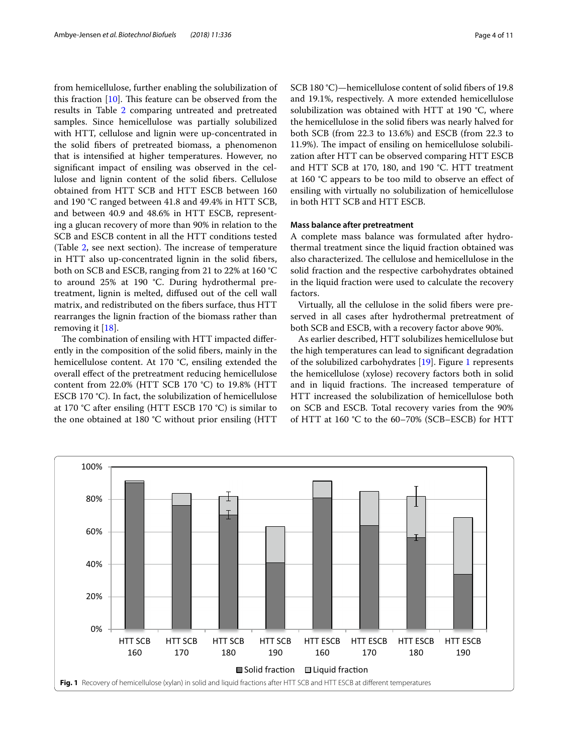from hemicellulose, further enabling the solubilization of this fraction [10]. This feature can be observed from the results in Table 2 comparing untreated and pretreated samples. Since hemicellulose was partially solubilized with HTT, cellulose and lignin were up-concentrated in the solid fibers of pretreated biomass, a phenomenon that is intensified at higher temperatures. However, no significant impact of ensiling was observed in the cellulose and lignin content of the solid fibers. Cellulose obtained from HTT SCB and HTT ESCB between 160 and 190 °C ranged between 41.8 and 49.4% in HTT SCB, and between 40.9 and 48.6% in HTT ESCB, representing a glucan recovery of more than 90% in relation to the SCB and ESCB content in all the HTT conditions tested (Table 2, see next section). The increase of temperature in HTT also up-concentrated lignin in the solid fibers, both on SCB and ESCB, ranging from 21 to 22% at 160 °C to around 25% at 190 °C. During hydrothermal pretreatment, lignin is melted, diffused out of the cell wall matrix, and redistributed on the fibers surface, thus HTT rearranges the lignin fraction of the biomass rather than removing it [18].

The combination of ensiling with HTT impacted differently in the composition of the solid fibers, mainly in the hemicellulose content. At 170 °C, ensiling extended the overall effect of the pretreatment reducing hemicellulose content from 22.0% (HTT SCB 170 °C) to 19.8% (HTT ESCB 170 °C). In fact, the solubilization of hemicellulose at 170 °C after ensiling (HTT ESCB 170 °C) is similar to the one obtained at 180 °C without prior ensiling (HTT SCB 180 °C)—hemicellulose content of solid fibers of 19.8 and 19.1%, respectively. A more extended hemicellulose solubilization was obtained with HTT at 190 °C, where the hemicellulose in the solid fibers was nearly halved for both SCB (from 22.3 to 13.6%) and ESCB (from 22.3 to 11.9%). The impact of ensiling on hemicellulose solubilization after HTT can be observed comparing HTT ESCB and HTT SCB at 170, 180, and 190 °C. HTT treatment at 160 °C appears to be too mild to observe an effect of ensiling with virtually no solubilization of hemicellulose in both HTT SCB and HTT ESCB.

### Mass balance after pretreatment

A complete mass balance was formulated after hydrothermal treatment since the liquid fraction obtained was also characterized. The cellulose and hemicellulose in the solid fraction and the respective carbohydrates obtained in the liquid fraction were used to calculate the recovery factors.

Virtually, all the cellulose in the solid fibers were preserved in all cases after hydrothermal pretreatment of both SCB and ESCB, with a recovery factor above 90%.

As earlier described, HTT solubilizes hemicellulose but the high temperatures can lead to significant degradation of the solubilized carbohydrates [19]. Figure 1 represents the hemicellulose (xylose) recovery factors both in solid and in liquid fractions. The increased temperature of HTT increased the solubilization of hemicellulose both on SCB and ESCB. Total recovery varies from the 90% of HTT at 160 °C to the 60–70% (SCB–ESCB) for HTT

**Fig. 1** Recovery of hemicellulose (xylan) in solid and liquid fractions after HTT SCB and HTT ESCB at different temperatures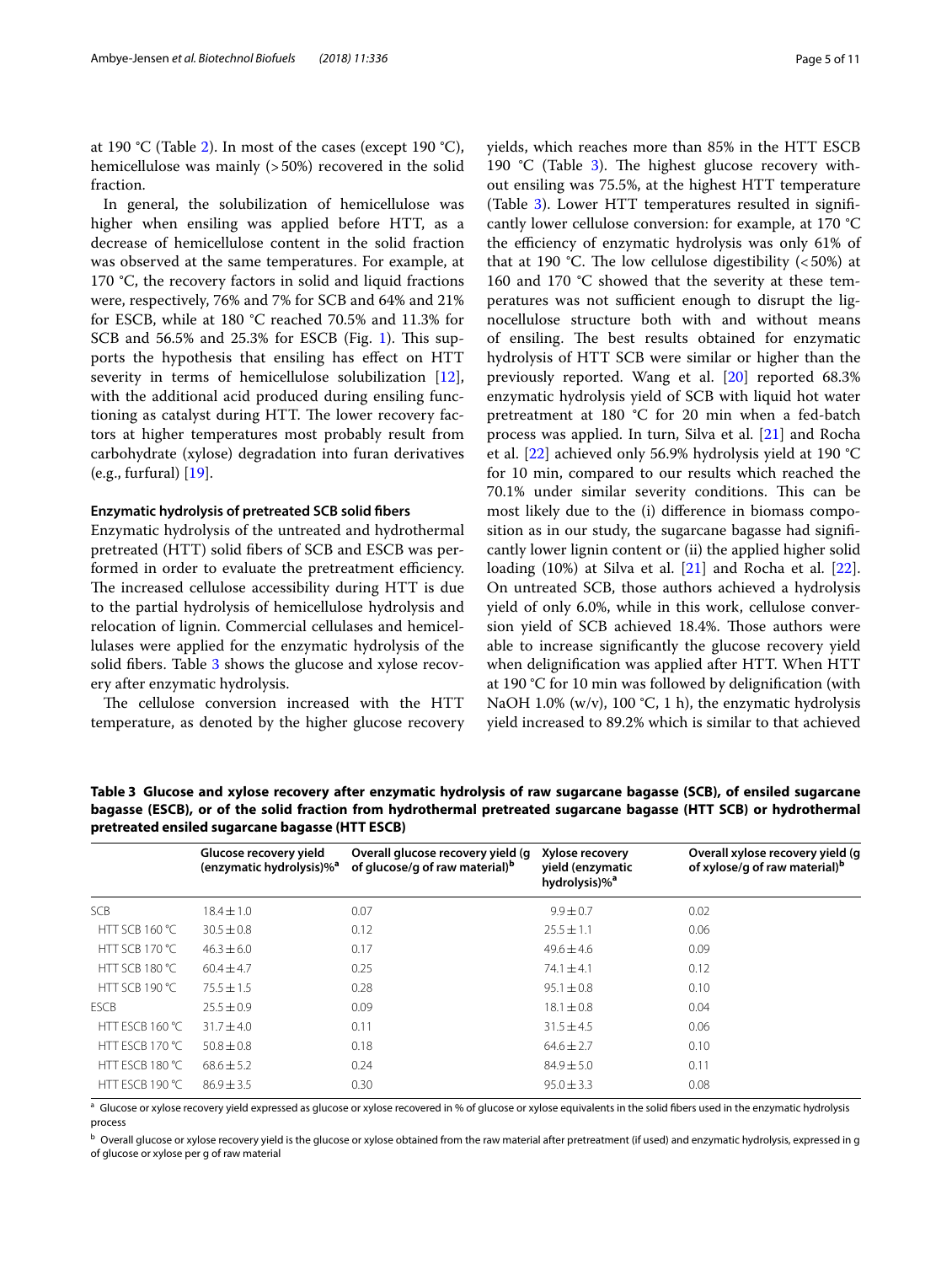at 190 °C (Table 2). In most of the cases (except 190 °C), hemicellulose was mainly (> 50%) recovered in the solid fraction.

In general, the solubilization of hemicellulose was higher when ensiling was applied before HTT, as a decrease of hemicellulose content in the solid fraction was observed at the same temperatures. For example, at 170 °C, the recovery factors in solid and liquid fractions were, respectively, 76% and 7% for SCB and 64% and 21% for ESCB, while at 180 °C reached 70.5% and 11.3% for SCB and 56.5% and 25.3% for ESCB (Fig. 1). This supports the hypothesis that ensiling has effect on HTT severity in terms of hemicellulose solubilization [12], with the additional acid produced during ensiling functioning as catalyst during HTT. The lower recovery factors at higher temperatures most probably result from carbohydrate (xylose) degradation into furan derivatives (e.g., furfural) [19].

### Enzymatic hydrolysis of pretreated SCB solid fibers

Enzymatic hydrolysis of the untreated and hydrothermal pretreated (HTT) solid fibers of SCB and ESCB was performed in order to evaluate the pretreatment efficiency. The increased cellulose accessibility during HTT is due to the partial hydrolysis of hemicellulose hydrolysis and relocation of lignin. Commercial cellulases and hemicellulases were applied for the enzymatic hydrolysis of the solid fibers. Table 3 shows the glucose and xylose recovery after enzymatic hydrolysis.

The cellulose conversion increased with the HTT temperature, as denoted by the higher glucose recovery yields, which reaches more than 85% in the HTT ESCB 190 °C (Table 3). The highest glucose recovery without ensiling was 75.5%, at the highest HTT temperature (Table 3). Lower HTT temperatures resulted in significantly lower cellulose conversion: for example, at 170 °C the efficiency of enzymatic hydrolysis was only 61% of that at 190 °C. The low cellulose digestibility (< 50%) at 160 and 170 °C showed that the severity at these temperatures was not sufficient enough to disrupt the lignocellulose structure both with and without means of ensiling. The best results obtained for enzymatic hydrolysis of HTT SCB were similar or higher than the previously reported. Wang et al. [20] reported 68.3% enzymatic hydrolysis yield of SCB with liquid hot water pretreatment at 180 °C for 20 min when a fed-batch process was applied. In turn, Silva et al. [21] and Rocha et al. [22] achieved only 56.9% hydrolysis yield at 190 °C for 10 min, compared to our results which reached the 70.1% under similar severity conditions. This can be most likely due to the (i) difference in biomass composition as in our study, the sugarcane bagasse had significantly lower lignin content or (ii) the applied higher solid loading (10%) at Silva et al. [21] and Rocha et al. [22]. On untreated SCB, those authors achieved a hydrolysis yield of only 6.0%, while in this work, cellulose conversion yield of SCB achieved 18.4%. Those authors were able to increase significantly the glucose recovery yield when delignification was applied after HTT. When HTT at 190 °C for 10 min was followed by delignification (with NaOH 1.0% (w/v), 100 °C, 1 h), the enzymatic hydrolysis yield increased to 89.2% which is similar to that achieved

**Table 3 Glucose and xylose recovery after enzymatic hydrolysis of raw sugarcane bagasse (SCB), of ensiled sugarcane bagasse (ESCB), or of the solid fraction from hydrothermal pretreated sugarcane bagasse (HTT SCB) or hydrothermal pretreated ensiled sugarcane bagasse (HTT ESCB)**

| | Glucose recovery yield (enzymatic hydrolysis)%[a] | Overall glucose recovery yield (g of glucose/g of raw material)[b] | Xylose recovery yield (enzymatic hydrolysis)%[a] | Overall xylose recovery yield (g of xylose/g of raw material)[b] |
|---|---|---|---|---|
| SCB | 18.4 ± 1.0 | 0.07 | 9.9 ± 0.7 | 0.02 |
| HTT SCB 160 °C | 30.5 ± 0.8 | 0.12 | 25.5 ± 1.1 | 0.06 |
| HTT SCB 170 °C | 46.3 ± 6.0 | 0.17 | 49.6 ± 4.6 | 0.09 |
| HTT SCB 180 °C | 60.4 ± 4.7 | 0.25 | 74.1 ± 4.1 | 0.12 |
| HTT SCB 190 °C | 75.5 ± 1.5 | 0.28 | 95.1 ± 0.8 | 0.10 |
| ESCB | 25.5 ± 0.9 | 0.09 | 18.1 ± 0.8 | 0.04 |
| HTT ESCB 160 °C | 31.7 ± 4.0 | 0.11 | 31.5 ± 4.5 | 0.06 |
| HTT ESCB 170 °C | 50.8 ± 0.8 | 0.18 | 64.6 ± 2.7 | 0.10 |
| HTT ESCB 180 °C | 68.6 ± 5.2 | 0.24 | 84.9 ± 5.0 | 0.11 |
| HTT ESCB 190 °C | 86.9 ± 3.5 | 0.30 | 95.0 ± 3.3 | 0.08 |

[a] Glucose or xylose recovery yield expressed as glucose or xylose recovered in % of glucose or xylose equivalents in the solid fibers used in the enzymatic hydrolysis process

[b] Overall glucose or xylose recovery yield is the glucose or xylose obtained from the raw material after pretreatment (if used) and enzymatic hydrolysis, expressed in g of glucose or xylose per g of raw material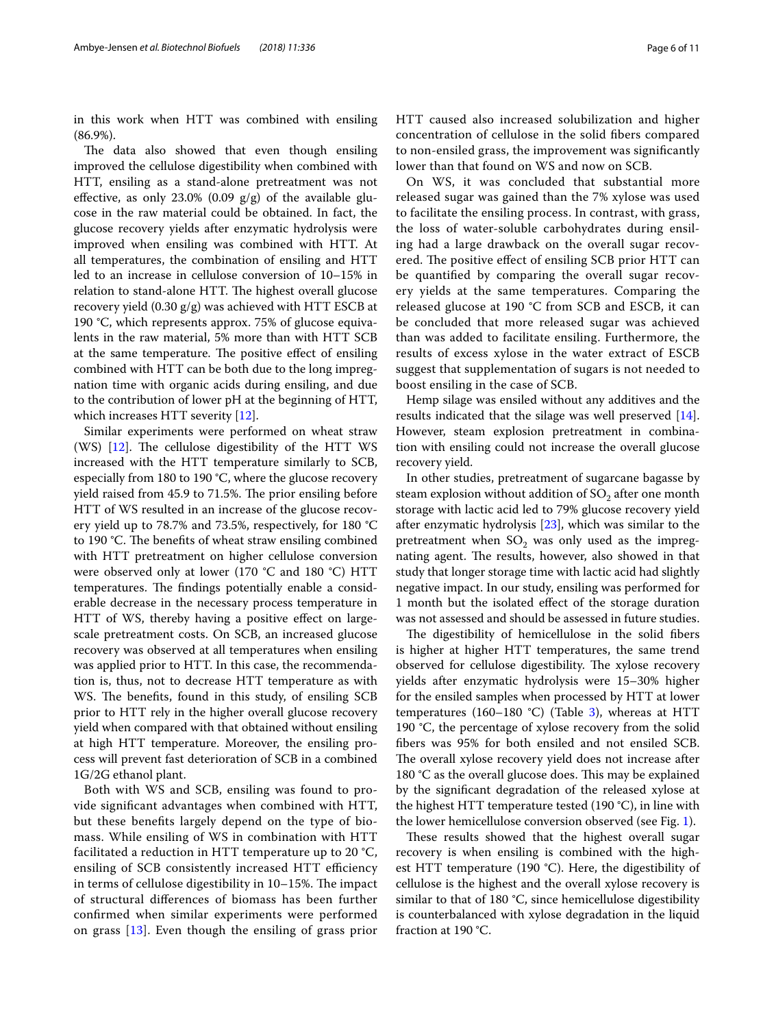in this work when HTT was combined with ensiling (86.9%).

The data also showed that even though ensiling improved the cellulose digestibility when combined with HTT, ensiling as a stand-alone pretreatment was not effective, as only 23.0% (0.09 g/g) of the available glucose in the raw material could be obtained. In fact, the glucose recovery yields after enzymatic hydrolysis were improved when ensiling was combined with HTT. At all temperatures, the combination of ensiling and HTT led to an increase in cellulose conversion of 10–15% in relation to stand-alone HTT. The highest overall glucose recovery yield (0.30 g/g) was achieved with HTT ESCB at 190 °C, which represents approx. 75% of glucose equivalents in the raw material, 5% more than with HTT SCB at the same temperature. The positive effect of ensiling combined with HTT can be both due to the long impregnation time with organic acids during ensiling, and due to the contribution of lower pH at the beginning of HTT, which increases HTT severity [12].

Similar experiments were performed on wheat straw (WS) [12]. The cellulose digestibility of the HTT WS increased with the HTT temperature similarly to SCB, especially from 180 to 190 °C, where the glucose recovery yield raised from 45.9 to 71.5%. The prior ensiling before HTT of WS resulted in an increase of the glucose recovery yield up to 78.7% and 73.5%, respectively, for 180 °C to 190 °C. The benefits of wheat straw ensiling combined with HTT pretreatment on higher cellulose conversion were observed only at lower (170 °C and 180 °C) HTT temperatures. The findings potentially enable a considerable decrease in the necessary process temperature in HTT of WS, thereby having a positive effect on large-scale pretreatment costs. On SCB, an increased glucose recovery was observed at all temperatures when ensiling was applied prior to HTT. In this case, the recommendation is, thus, not to decrease HTT temperature as with WS. The benefits, found in this study, of ensiling SCB prior to HTT rely in the higher overall glucose recovery yield when compared with that obtained without ensiling at high HTT temperature. Moreover, the ensiling process will prevent fast deterioration of SCB in a combined 1G/2G ethanol plant.

Both with WS and SCB, ensiling was found to provide significant advantages when combined with HTT, but these benefits largely depend on the type of biomass. While ensiling of WS in combination with HTT facilitated a reduction in HTT temperature up to 20 °C, ensiling of SCB consistently increased HTT efficiency in terms of cellulose digestibility in 10–15%. The impact of structural differences of biomass has been further confirmed when similar experiments were performed on grass [13]. Even though the ensiling of grass prior HTT caused also increased solubilization and higher concentration of cellulose in the solid fibers compared to non-ensiled grass, the improvement was significantly lower than that found on WS and now on SCB.

On WS, it was concluded that substantial more released sugar was gained than the 7% xylose was used to facilitate the ensiling process. In contrast, with grass, the loss of water-soluble carbohydrates during ensiling had a large drawback on the overall sugar recovered. The positive effect of ensiling SCB prior HTT can be quantified by comparing the overall sugar recovery yields at the same temperatures. Comparing the released glucose at 190 °C from SCB and ESCB, it can be concluded that more released sugar was achieved than was added to facilitate ensiling. Furthermore, the results of excess xylose in the water extract of ESCB suggest that supplementation of sugars is not needed to boost ensiling in the case of SCB.

Hemp silage was ensiled without any additives and the results indicated that the silage was well preserved [14]. However, steam explosion pretreatment in combination with ensiling could not increase the overall glucose recovery yield.

In other studies, pretreatment of sugarcane bagasse by steam explosion without addition of $SO_2$ after one month storage with lactic acid led to 79% glucose recovery yield after enzymatic hydrolysis [23], which was similar to the pretreatment when $SO_2$ was only used as the impregnating agent. The results, however, also showed in that study that longer storage time with lactic acid had slightly negative impact. In our study, ensiling was performed for 1 month but the isolated effect of the storage duration was not assessed and should be assessed in future studies.

The digestibility of hemicellulose in the solid fibers is higher at higher HTT temperatures, the same trend observed for cellulose digestibility. The xylose recovery yields after enzymatic hydrolysis were 15–30% higher for the ensiled samples when processed by HTT at lower temperatures (160–180 °C) (Table 3), whereas at HTT 190 °C, the percentage of xylose recovery from the solid fibers was 95% for both ensiled and not ensiled SCB. The overall xylose recovery yield does not increase after 180 °C as the overall glucose does. This may be explained by the significant degradation of the released xylose at the highest HTT temperature tested (190 °C), in line with the lower hemicellulose conversion observed (see Fig. 1).

These results showed that the highest overall sugar recovery is when ensiling is combined with the highest HTT temperature (190 °C). Here, the digestibility of cellulose is the highest and the overall xylose recovery is similar to that of 180 °C, since hemicellulose digestibility is counterbalanced with xylose degradation in the liquid fraction at 190 °C.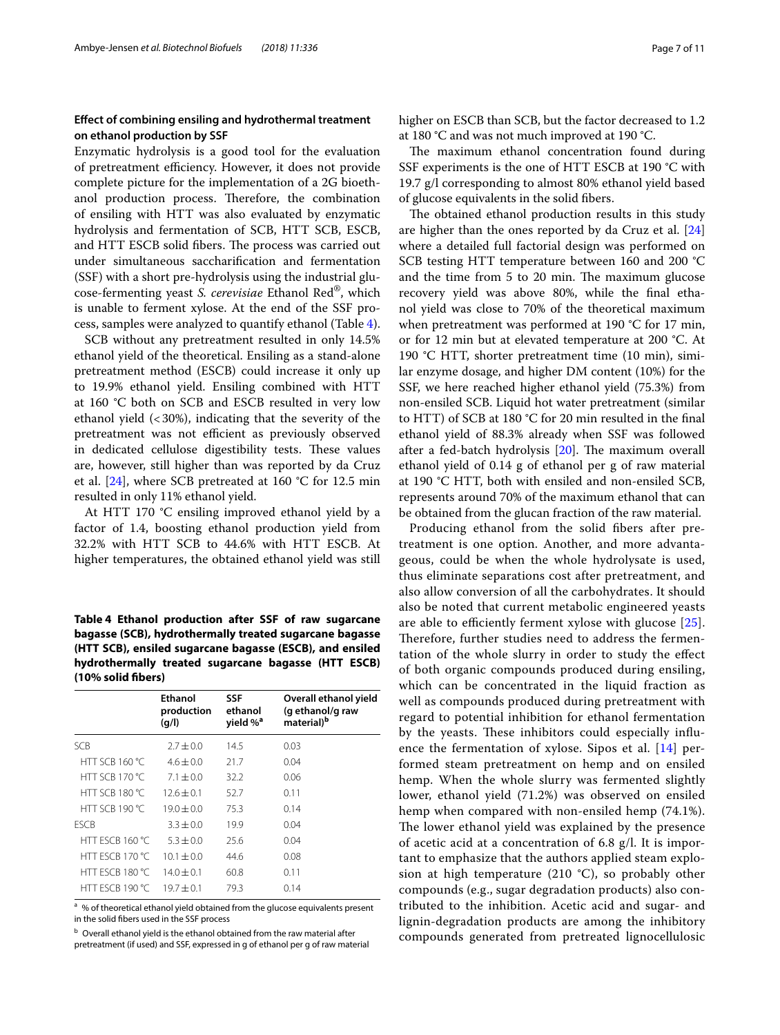### Effect of combining ensiling and hydrothermal treatment on ethanol production by SSF

Enzymatic hydrolysis is a good tool for the evaluation of pretreatment efficiency. However, it does not provide complete picture for the implementation of a 2G bioethanol production process. Therefore, the combination of ensiling with HTT was also evaluated by enzymatic hydrolysis and fermentation of SCB, HTT SCB, ESCB, and HTT ESCB solid fibers. The process was carried out under simultaneous saccharification and fermentation (SSF) with a short pre-hydrolysis using the industrial glucose-fermenting yeast *S. cerevisiae* Ethanol Red®, which is unable to ferment xylose. At the end of the SSF process, samples were analyzed to quantify ethanol (Table 4).

SCB without any pretreatment resulted in only 14.5% ethanol yield of the theoretical. Ensiling as a stand-alone pretreatment method (ESCB) could increase it only up to 19.9% ethanol yield. Ensiling combined with HTT at 160 °C both on SCB and ESCB resulted in very low ethanol yield (< 30%), indicating that the severity of the pretreatment was not efficient as previously observed in dedicated cellulose digestibility tests. These values are, however, still higher than was reported by da Cruz et al. [24], where SCB pretreated at 160 °C for 12.5 min resulted in only 11% ethanol yield.

At HTT 170 °C ensiling improved ethanol yield by a factor of 1.4, boosting ethanol production yield from 32.2% with HTT SCB to 44.6% with HTT ESCB. At higher temperatures, the obtained ethanol yield was still higher on ESCB than SCB, but the factor decreased to 1.2 at 180 °C and was not much improved at 190 °C.

**Table 4 Ethanol production after SSF of raw sugarcane bagasse (SCB), hydrothermally treated sugarcane bagasse (HTT SCB), ensiled sugarcane bagasse (ESCB), and ensiled hydrothermally treated sugarcane bagasse (HTT ESCB) (10% solid fibers)**

| | Ethanol production (g/l) | SSF ethanol yield %[a] | Overall ethanol yield (g ethanol/g raw material)[b] |
|---|---|---|---|
| SCB | 2.7 ± 0.0 | 14.5 | 0.03 |
| HTT SCB 160 °C | 4.6 ± 0.0 | 21.7 | 0.04 |
| HTT SCB 170 °C | 7.1 ± 0.0 | 32.2 | 0.06 |
| HTT SCB 180 °C | 12.6 ± 0.1 | 52.7 | 0.11 |
| HTT SCB 190 °C | 19.0 ± 0.0 | 75.3 | 0.14 |
| ESCB | 3.3 ± 0.0 | 19.9 | 0.04 |
| HTT ESCB 160 °C | 5.3 ± 0.0 | 25.6 | 0.04 |
| HTT ESCB 170 °C | 10.1 ± 0.0 | 44.6 | 0.08 |
| HTT ESCB 180 °C | 14.0 ± 0.1 | 60.8 | 0.11 |
| HTT ESCB 190 °C | 19.7 ± 0.1 | 79.3 | 0.14 |

[a] % of theoretical ethanol yield obtained from the glucose equivalents present in the solid fibers used in the SSF process

[b] Overall ethanol yield is the ethanol obtained from the raw material after pretreatment (if used) and SSF, expressed in g of ethanol per g of raw material

The maximum ethanol concentration found during SSF experiments is the one of HTT ESCB at 190 °C with 19.7 g/l corresponding to almost 80% ethanol yield based of glucose equivalents in the solid fibers.

The obtained ethanol production results in this study are higher than the ones reported by da Cruz et al. [24] where a detailed full factorial design was performed on SCB testing HTT temperature between 160 and 200 °C and the time from 5 to 20 min. The maximum glucose recovery yield was above 80%, while the final ethanol yield was close to 70% of the theoretical maximum when pretreatment was performed at 190 °C for 17 min, or for 12 min but at elevated temperature at 200 °C. At 190 °C HTT, shorter pretreatment time (10 min), similar enzyme dosage, and higher DM content (10%) for the SSF, we here reached higher ethanol yield (75.3%) from non-ensiled SCB. Liquid hot water pretreatment (similar to HTT) of SCB at 180 °C for 20 min resulted in the final ethanol yield of 88.3% already when SSF was followed after a fed-batch hydrolysis [20]. The maximum overall ethanol yield of 0.14 g of ethanol per g of raw material at 190 °C HTT, both with ensiled and non-ensiled SCB, represents around 70% of the maximum ethanol that can be obtained from the glucan fraction of the raw material.

Producing ethanol from the solid fibers after pretreatment is one option. Another, and more advantageous, could be when the whole hydrolysate is used, thus eliminate separations cost after pretreatment, and also allow conversion of all the carbohydrates. It should also be noted that current metabolic engineered yeasts are able to efficiently ferment xylose with glucose [25]. Therefore, further studies need to address the fermentation of the whole slurry in order to study the effect of both organic compounds produced during ensiling, which can be concentrated in the liquid fraction as well as compounds produced during pretreatment with regard to potential inhibition for ethanol fermentation by the yeasts. These inhibitors could especially influence the fermentation of xylose. Sipos et al. [14] performed steam pretreatment on hemp and on ensiled hemp. When the whole slurry was fermented slightly lower, ethanol yield (71.2%) was observed on ensiled hemp when compared with non-ensiled hemp (74.1%). The lower ethanol yield was explained by the presence of acetic acid at a concentration of 6.8 g/l. It is important to emphasize that the authors applied steam explosion at high temperature (210 °C), so probably other compounds (e.g., sugar degradation products) also contributed to the inhibition. Acetic acid and sugar- and lignin-degradation products are among the inhibitory compounds generated from pretreated lignocellulosic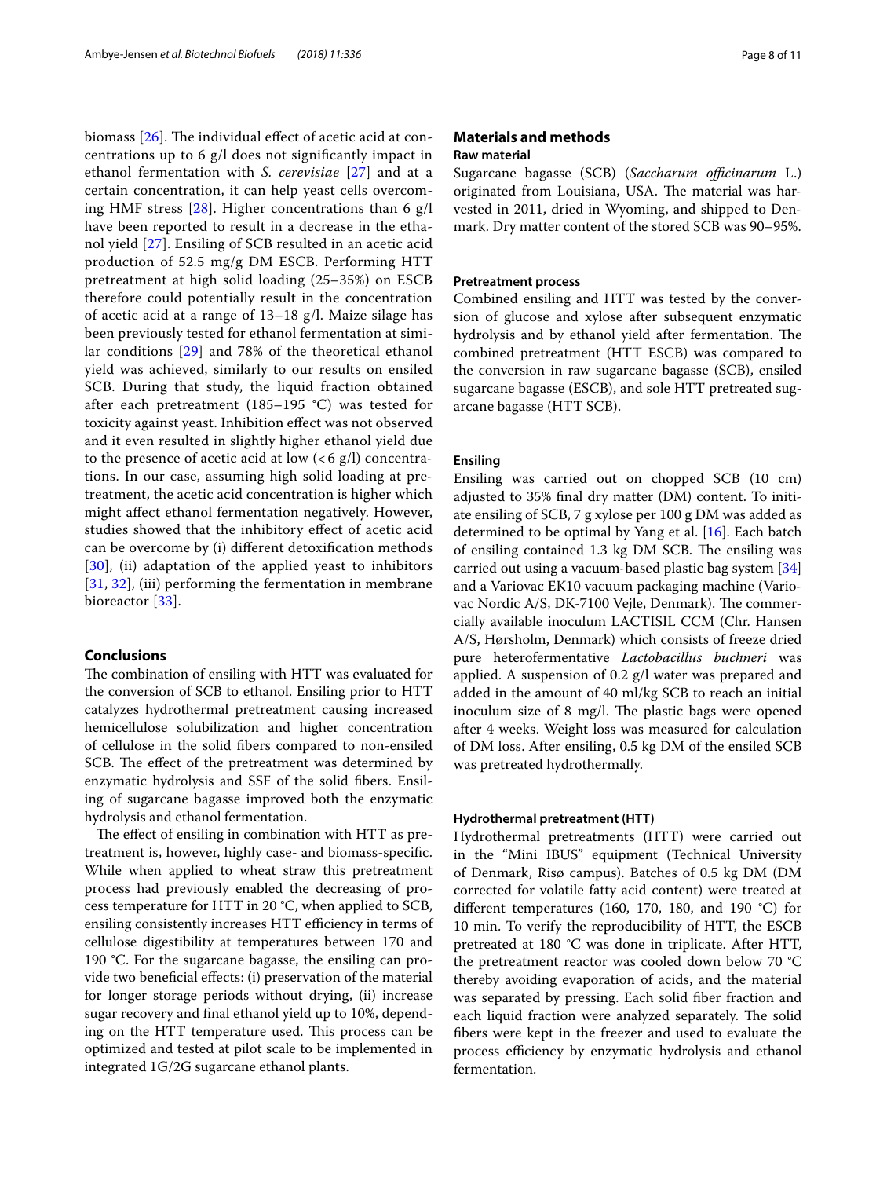biomass [26]. The individual effect of acetic acid at concentrations up to 6 g/l does not significantly impact in ethanol fermentation with *S. cerevisiae* [27] and at a certain concentration, it can help yeast cells overcoming HMF stress [28]. Higher concentrations than 6 g/l have been reported to result in a decrease in the ethanol yield [27]. Ensiling of SCB resulted in an acetic acid production of 52.5 mg/g DM ESCB. Performing HTT pretreatment at high solid loading (25–35%) on ESCB therefore could potentially result in the concentration of acetic acid at a range of 13–18 g/l. Maize silage has been previously tested for ethanol fermentation at similar conditions [29] and 78% of the theoretical ethanol yield was achieved, similarly to our results on ensiled SCB. During that study, the liquid fraction obtained after each pretreatment (185–195 °C) was tested for toxicity against yeast. Inhibition effect was not observed and it even resulted in slightly higher ethanol yield due to the presence of acetic acid at low (< 6 g/l) concentrations. In our case, assuming high solid loading at pretreatment, the acetic acid concentration is higher which might affect ethanol fermentation negatively. However, studies showed that the inhibitory effect of acetic acid can be overcome by (i) different detoxification methods [30], (ii) adaptation of the applied yeast to inhibitors [31, 32], (iii) performing the fermentation in membrane bioreactor [33].

## Conclusions

The combination of ensiling with HTT was evaluated for the conversion of SCB to ethanol. Ensiling prior to HTT catalyzes hydrothermal pretreatment causing increased hemicellulose solubilization and higher concentration of cellulose in the solid fibers compared to non-ensiled SCB. The effect of the pretreatment was determined by enzymatic hydrolysis and SSF of the solid fibers. Ensiling of sugarcane bagasse improved both the enzymatic hydrolysis and ethanol fermentation.

The effect of ensiling in combination with HTT as pretreatment is, however, highly case- and biomass-specific. While when applied to wheat straw this pretreatment process had previously enabled the decreasing of process temperature for HTT in 20 °C, when applied to SCB, ensiling consistently increases HTT efficiency in terms of cellulose digestibility at temperatures between 170 and 190 °C. For the sugarcane bagasse, the ensiling can provide two beneficial effects: (i) preservation of the material for longer storage periods without drying, (ii) increase sugar recovery and final ethanol yield up to 10%, depending on the HTT temperature used. This process can be optimized and tested at pilot scale to be implemented in integrated 1G/2G sugarcane ethanol plants.

## Materials and methods

### Raw material

Sugarcane bagasse (SCB) (*Saccharum officinarum* L.) originated from Louisiana, USA. The material was harvested in 2011, dried in Wyoming, and shipped to Denmark. Dry matter content of the stored SCB was 90–95%.

### Pretreatment process

Combined ensiling and HTT was tested by the conversion of glucose and xylose after subsequent enzymatic hydrolysis and by ethanol yield after fermentation. The combined pretreatment (HTT ESCB) was compared to the conversion in raw sugarcane bagasse (SCB), ensiled sugarcane bagasse (ESCB), and sole HTT pretreated sugarcane bagasse (HTT SCB).

### Ensiling

Ensiling was carried out on chopped SCB (10 cm) adjusted to 35% final dry matter (DM) content. To initiate ensiling of SCB, 7 g xylose per 100 g DM was added as determined to be optimal by Yang et al. [16]. Each batch of ensiling contained 1.3 kg DM SCB. The ensiling was carried out using a vacuum-based plastic bag system [34] and a Variovac EK10 vacuum packaging machine (Variovac Nordic A/S, DK-7100 Vejle, Denmark). The commercially available inoculum LACTISIL CCM (Chr. Hansen A/S, Hørsholm, Denmark) which consists of freeze dried pure heterofermentative *Lactobacillus buchneri* was applied. A suspension of 0.2 g/l water was prepared and added in the amount of 40 ml/kg SCB to reach an initial inoculum size of 8 mg/l. The plastic bags were opened after 4 weeks. Weight loss was measured for calculation of DM loss. After ensiling, 0.5 kg DM of the ensiled SCB was pretreated hydrothermally.

### Hydrothermal pretreatment (HTT)

Hydrothermal pretreatments (HTT) were carried out in the "Mini IBUS" equipment (Technical University of Denmark, Risø campus). Batches of 0.5 kg DM (DM corrected for volatile fatty acid content) were treated at different temperatures (160, 170, 180, and 190 °C) for 10 min. To verify the reproducibility of HTT, the ESCB pretreated at 180 °C was done in triplicate. After HTT, the pretreatment reactor was cooled down below 70 °C thereby avoiding evaporation of acids, and the material was separated by pressing. Each solid fiber fraction and each liquid fraction were analyzed separately. The solid fibers were kept in the freezer and used to evaluate the process efficiency by enzymatic hydrolysis and ethanol fermentation.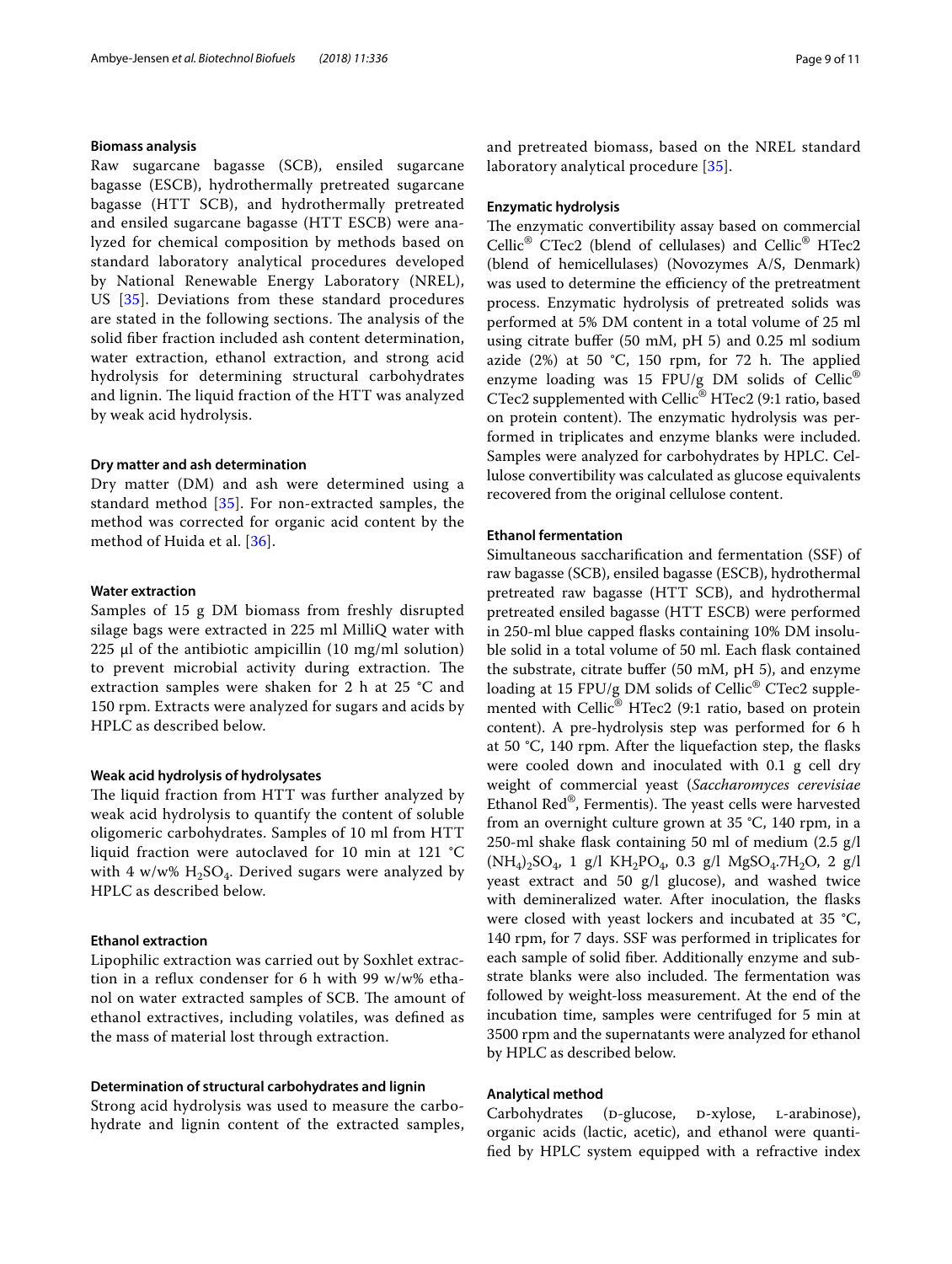#### Biomass analysis

Raw sugarcane bagasse (SCB), ensiled sugarcane bagasse (ESCB), hydrothermally pretreated sugarcane bagasse (HTT SCB), and hydrothermally pretreated and ensiled sugarcane bagasse (HTT ESCB) were analyzed for chemical composition by methods based on standard laboratory analytical procedures developed by National Renewable Energy Laboratory (NREL), US [35]. Deviations from these standard procedures are stated in the following sections. The analysis of the solid fiber fraction included ash content determination, water extraction, ethanol extraction, and strong acid hydrolysis for determining structural carbohydrates and lignin. The liquid fraction of the HTT was analyzed by weak acid hydrolysis.

#### Dry matter and ash determination

Dry matter (DM) and ash were determined using a standard method [35]. For non-extracted samples, the method was corrected for organic acid content by the method of Huida et al. [36].

#### Water extraction

Samples of 15 g DM biomass from freshly disrupted silage bags were extracted in 225 ml MilliQ water with 225 µl of the antibiotic ampicillin (10 mg/ml solution) to prevent microbial activity during extraction. The extraction samples were shaken for 2 h at 25 °C and 150 rpm. Extracts were analyzed for sugars and acids by HPLC as described below.

#### Weak acid hydrolysis of hydrolysates

The liquid fraction from HTT was further analyzed by weak acid hydrolysis to quantify the content of soluble oligomeric carbohydrates. Samples of 10 ml from HTT liquid fraction were autoclaved for 10 min at 121 °C with 4 w/w% $H_2SO_4$. Derived sugars were analyzed by HPLC as described below.

#### Ethanol extraction

Lipophilic extraction was carried out by Soxhlet extraction in a reflux condenser for 6 h with 99 w/w% ethanol on water extracted samples of SCB. The amount of ethanol extractives, including volatiles, was defined as the mass of material lost through extraction.

#### Determination of structural carbohydrates and lignin

Strong acid hydrolysis was used to measure the carbohydrate and lignin content of the extracted samples, and pretreated biomass, based on the NREL standard laboratory analytical procedure [35].

#### Enzymatic hydrolysis

The enzymatic convertibility assay based on commercial Cellic® CTec2 (blend of cellulases) and Cellic® HTec2 (blend of hemicellulases) (Novozymes A/S, Denmark) was used to determine the efficiency of the pretreatment process. Enzymatic hydrolysis of pretreated solids was performed at 5% DM content in a total volume of 25 ml using citrate buffer (50 mM, pH 5) and 0.25 ml sodium azide (2%) at 50 °C, 150 rpm, for 72 h. The applied enzyme loading was 15 FPU/g DM solids of Cellic® CTec2 supplemented with Cellic® HTec2 (9:1 ratio, based on protein content). The enzymatic hydrolysis was performed in triplicates and enzyme blanks were included. Samples were analyzed for carbohydrates by HPLC. Cellulose convertibility was calculated as glucose equivalents recovered from the original cellulose content.

#### Ethanol fermentation

Simultaneous saccharification and fermentation (SSF) of raw bagasse (SCB), ensiled bagasse (ESCB), hydrothermal pretreated raw bagasse (HTT SCB), and hydrothermal pretreated ensiled bagasse (HTT ESCB) were performed in 250-ml blue capped flasks containing 10% DM insoluble solid in a total volume of 50 ml. Each flask contained the substrate, citrate buffer (50 mM, pH 5), and enzyme loading at 15 FPU/g DM solids of Cellic® CTec2 supplemented with Cellic® HTec2 (9:1 ratio, based on protein content). A pre-hydrolysis step was performed for 6 h at 50 °C, 140 rpm. After the liquefaction step, the flasks were cooled down and inoculated with 0.1 g cell dry weight of commercial yeast (*Saccharomyces cerevisiae* Ethanol Red®, Fermentis). The yeast cells were harvested from an overnight culture grown at 35 °C, 140 rpm, in a 250-ml shake flask containing 50 ml of medium (2.5 g/l $(NH_4)_2SO_4$, 1 g/l $KH_2PO_4$, 0.3 g/l $MgSO_4.7H_2O$, 2 g/l yeast extract and 50 g/l glucose), and washed twice with demineralized water. After inoculation, the flasks were closed with yeast lockers and incubated at 35 °C, 140 rpm, for 7 days. SSF was performed in triplicates for each sample of solid fiber. Additionally enzyme and substrate blanks were also included. The fermentation was followed by weight-loss measurement. At the end of the incubation time, samples were centrifuged for 5 min at 3500 rpm and the supernatants were analyzed for ethanol by HPLC as described below.

#### Analytical method

Carbohydrates (D-glucose, D-xylose, L-arabinose), organic acids (lactic, acetic), and ethanol were quantified by HPLC system equipped with a refractive index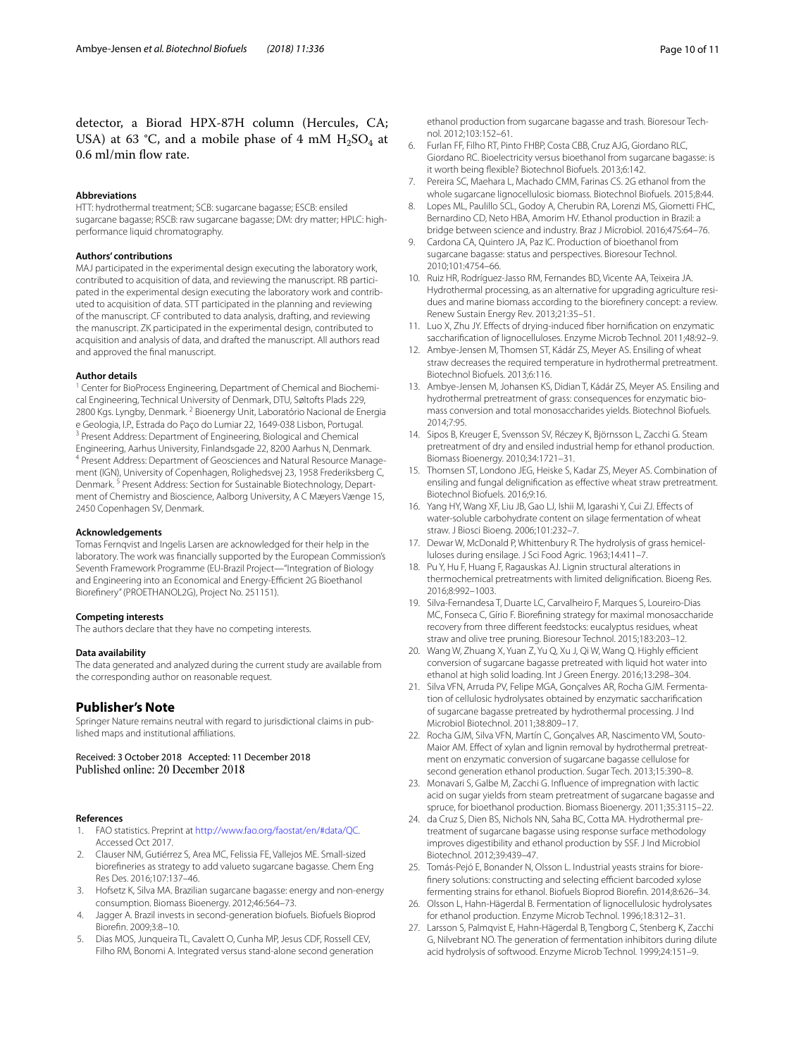detector, a Biorad HPX-87H column (Hercules, CA; USA) at 63 °C, and a mobile phase of 4 mM $H_2SO_4$ at 0.6 ml/min flow rate.

#### Abbreviations

HTT: hydrothermal treatment; SCB: sugarcane bagasse; ESCB: ensiled sugarcane bagasse; RSCB: raw sugarcane bagasse; DM: dry matter; HPLC: high-performance liquid chromatography.

#### Authors' contributions

MAJ participated in the experimental design executing the laboratory work, contributed to acquisition of data, and reviewing the manuscript. RB participated in the experimental design executing the laboratory work and contributed to acquisition of data. STT participated in the planning and reviewing of the manuscript. CF contributed to data analysis, drafting, and reviewing the manuscript. ZK participated in the experimental design, contributed to acquisition and analysis of data, and drafted the manuscript. All authors read and approved the final manuscript.

#### Author details

[1] Center for BioProcess Engineering, Department of Chemical and Biochemical Engineering, Technical University of Denmark, DTU, Søltofts Plads 229, 2800 Kgs. Lyngby, Denmark. [2] Bioenergy Unit, Laboratório Nacional de Energia e Geologia, I.P., Estrada do Paço do Lumiar 22, 1649-038 Lisbon, Portugal. [3] Present Address: Department of Engineering, Biological and Chemical Engineering, Aarhus University, Finlandsgade 22, 8200 Aarhus N, Denmark. [4] Present Address: Department of Geosciences and Natural Resource Management (IGN), University of Copenhagen, Rolighedsvej 23, 1958 Frederiksberg C, Denmark. [5] Present Address: Section for Sustainable Biotechnology, Department of Chemistry and Bioscience, Aalborg University, A C Mæyers Vænge 15, 2450 Copenhagen SV, Denmark.

#### Acknowledgements

Tomas Fernqvist and Ingelis Larsen are acknowledged for their help in the laboratory. The work was financially supported by the European Commission's Seventh Framework Programme (EU-Brazil Project—"Integration of Biology and Engineering into an Economical and Energy-Efficient 2G Bioethanol Biorefinery" (PROETHANOL2G), Project No. 251151).

#### Competing interests

The authors declare that they have no competing interests.

#### Data availability

The data generated and analyzed during the current study are available from the corresponding author on reasonable request.

## Publisher's Note

Springer Nature remains neutral with regard to jurisdictional claims in published maps and institutional affiliations.

Received: 3 October 2018 Accepted: 11 December 2018
Published online: 20 December 2018

#### References

1. FAO statistics. Preprint at http://www.fao.org/faostat/en/#data/QC. Accessed Oct 2017.
2. Clauser NM, Gutiérrez S, Area MC, Felissia FE, Vallejos ME. Small-sized biorefineries as strategy to add valueto sugarcane bagasse. Chem Eng Res Des. 2016;107:137–46.
3. Hofsetz K, Silva MA. Brazilian sugarcane bagasse: energy and non-energy consumption. Biomass Bioenergy. 2012;46:564–73.
4. Jagger A. Brazil invests in second-generation biofuels. Biofuels Bioprod Biorefin. 2009;3:8–10.
5. Dias MOS, Junqueira TL, Cavalett O, Cunha MP, Jesus CDF, Rossell CEV, Filho RM, Bonomi A. Integrated versus stand-alone second generation ethanol production from sugarcane bagasse and trash. Bioresour Technol. 2012;103:152–61.
6. Furlan FF, Filho RT, Pinto FHBP, Costa CBB, Cruz AJG, Giordano RLC, Giordano RC. Bioelectricity versus bioethanol from sugarcane bagasse: is it worth being flexible? Biotechnol Biofuels. 2013;6:142.
7. Pereira SC, Maehara L, Machado CMM, Farinas CS. 2G ethanol from the whole sugarcane lignocellulosic biomass. Biotechnol Biofuels. 2015;8:44.
8. Lopes ML, Paulillo SCL, Godoy A, Cherubin RA, Lorenzi MS, Giometti FHC, Bernardino CD, Neto HBA, Amorim HV. Ethanol production in Brazil: a bridge between science and industry. Braz J Microbiol. 2016;47S:64–76.
9. Cardona CA, Quintero JA, Paz IC. Production of bioethanol from sugarcane bagasse: status and perspectives. Bioresour Technol. 2010;101:4754–66.
10. Ruiz HR, Rodríguez-Jasso RM, Fernandes BD, Vicente AA, Teixeira JA. Hydrothermal processing, as an alternative for upgrading agriculture residues and marine biomass according to the biorefinery concept: a review. Renew Sustain Energy Rev. 2013;21:35–51.
11. Luo X, Zhu JY. Effects of drying-induced fiber hornification on enzymatic saccharification of lignocelluloses. Enzyme Microb Technol. 2011;48:92–9.
12. Ambye-Jensen M, Thomsen ST, Kádár ZS, Meyer AS. Ensiling of wheat straw decreases the required temperature in hydrothermal pretreatment. Biotechnol Biofuels. 2013;6:116.
13. Ambye-Jensen M, Johansen KS, Didian T, Kádár ZS, Meyer AS. Ensiling and hydrothermal pretreatment of grass: consequences for enzymatic biomass conversion and total monosaccharides yields. Biotechnol Biofuels. 2014;7:95.
14. Sipos B, Kreuger E, Svensson SV, Réczey K, Björnsson L, Zacchi G. Steam pretreatment of dry and ensiled industrial hemp for ethanol production. Biomass Bioenerg. 2010;34:1721–31.
15. Thomsen ST, Londono JEG, Heiske S, Kadar ZS, Meyer AS. Combination of ensiling and fungal delignification as effective wheat straw pretreatment. Biotechnol Biofuels. 2016;9:16.
16. Yang HY, Wang XF, Liu JB, Gao LJ, Ishii M, Igarashi Y, Cui ZJ. Effects of water-soluble carbohydrate content on silage fermentation of wheat straw. J Biosci Bioeng. 2006;101:232–7.
17. Dewar W, McDonald P, Whittenbury R. The hydrolysis of grass hemicelluloses during ensilage. J Sci Food Agric. 1963;14:411–7.
18. Pu Y, Hu F, Huang F, Ragauskas AJ. Lignin structural alterations in thermochemical pretreatments with limited delignification. Bioeng Res. 2016;8:992–1003.
19. Silva-Fernandesa T, Duarte LC, Carvalheiro F, Marques S, Loureiro-Dias MC, Fonseca C, Gírio F. Biorefining strategy for maximal monosaccharide recovery from three different feedstocks: eucalyptus residues, wheat straw and olive tree pruning. Bioresour Technol. 2015;183:203–12.
20. Wang W, Zhuang X, Yuan Z, Yu Q, Xu J, Qi W, Wang Q. Highly efficient conversion of sugarcane bagasse pretreated with liquid hot water into ethanol at high solid loading. Int J Green Energy. 2016;13:298–304.
21. Silva VFN, Arruda PV, Felipe MGA, Gonçalves AR, Rocha GJM. Fermentation of cellulosic hydrolysates obtained by enzymatic saccharification of sugarcane bagasse pretreated by hydrothermal processing. J Ind Microbiol Biotechnol. 2011;38:809–17.
22. Rocha GJM, Silva VFN, Martín C, Gonçalves AR, Nascimento VM, Souto-Maior AM. Effect of xylan and lignin removal by hydrothermal pretreatment on enzymatic conversion of sugarcane bagasse cellulose for second generation ethanol production. Sugar Tech. 2013;15:390–8.
23. Monavari S, Galbe M, Zacchi G. Influence of impregnation with lactic acid on sugar yields from steam pretreatment of sugarcane bagasse and spruce, for bioethanol production. Biomass Bioenergy. 2011;35:3115–22.
24. da Cruz S, Dien BS, Nichols NN, Saha BC, Cotta MA. Hydrothermal pretreatment of sugarcane bagasse using response surface methodology improves digestibility and ethanol production by SSF. J Ind Microbiol Biotechnol. 2012;39:439–47.
25. Tomás-Pejó E, Bonander N, Olsson L. Industrial yeasts strains for biorefinery solutions: constructing and selecting efficient barcoded xylose fermenting strains for ethanol. Biofuels Bioprod Biorefin. 2014;8:626–34.
26. Olsson L, Hahn-Hägerdal B. Fermentation of lignocellulosic hydrolysates for ethanol production. Enzyme Microb Technol. 1996;18:312–31.
27. Larsson S, Palmqvist E, Hahn-Hägerdal B, Tengborg C, Stenberg K, Zacchi G, Nilvebrant NO. The generation of fermentation inhibitors during dilute acid hydrolysis of softwood. Enzyme Microb Technol. 1999;24:151–9.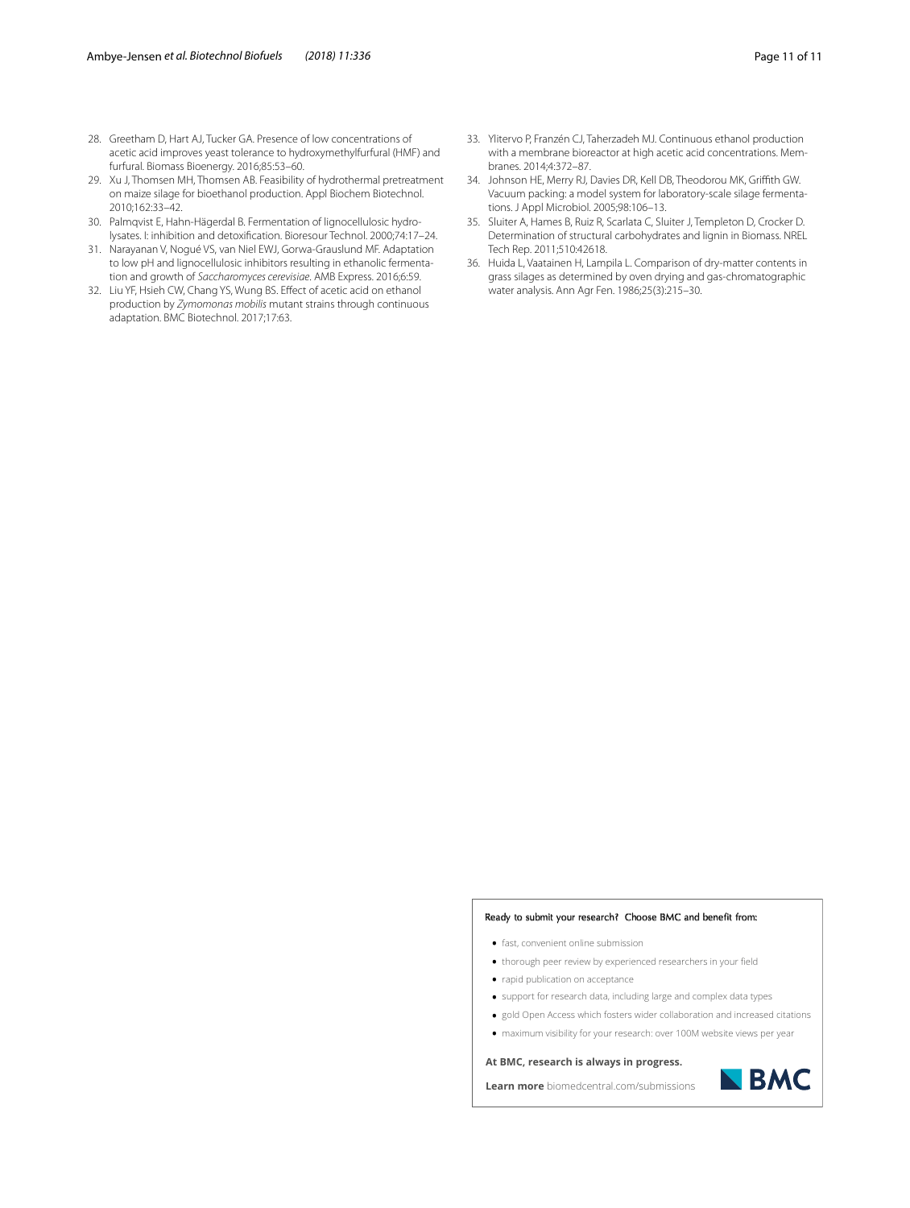28. Greetham D, Hart AJ, Tucker GA. Presence of low concentrations of acetic acid improves yeast tolerance to hydroxymethylfurfural (HMF) and furfural. Biomass Bioenergy. 2016;85:53–60.
29. Xu J, Thomsen MH, Thomsen AB. Feasibility of hydrothermal pretreatment on maize silage for bioethanol production. Appl Biochem Biotechnol. 2010;162:33–42.
30. Palmqvist E, Hahn-Hägerdal B. Fermentation of lignocellulosic hydrolysates. I: inhibition and detoxification. Bioresour Technol. 2000;74:17–24.
31. Narayanan V, Nogué VS, van Niel EWJ, Gorwa-Grauslund MF. Adaptation to low pH and lignocellulosic inhibitors resulting in ethanolic fermentation and growth of *Saccharomyces cerevisiae*. AMB Express. 2016;6:59.
32. Liu YF, Hsieh CW, Chang YS, Wung BS. Effect of acetic acid on ethanol production by *Zymomonas mobilis* mutant strains through continuous adaptation. BMC Biotechnol. 2017;17:63.
33. Ylitervo P, Franzén CJ, Taherzadeh MJ. Continuous ethanol production with a membrane bioreactor at high acetic acid concentrations. Membranes. 2014;4:372–87.
34. Johnson HE, Merry RJ, Davies DR, Kell DB, Theodorou MK, Griffith GW. Vacuum packing: a model system for laboratory-scale silage fermentations. J Appl Microbiol. 2005;98:106–13.
35. Sluiter A, Hames B, Ruiz R, Scarlata C, Sluiter J, Templeton D, Crocker D. Determination of structural carbohydrates and lignin in Biomass. NREL Tech Rep. 2011;510:42618.
36. Huida L, Vaatainen H, Lampila L. Comparison of dry-matter contents in grass silages as determined by oven drying and gas-chromatographic water analysis. Ann Agr Fen. 1986;25(3):215–30.

Ready to submit your research? Choose BMC and benefit from:

- fast, convenient online submission
- thorough peer review by experienced researchers in your field
- rapid publication on acceptance
- support for research data, including large and complex data types
- gold Open Access which fosters wider collaboration and increased citations
- maximum visibility for your research: over 100M website views per year

**At BMC, research is always in progress.**

**Learn more** biomedcentral.com/submissions